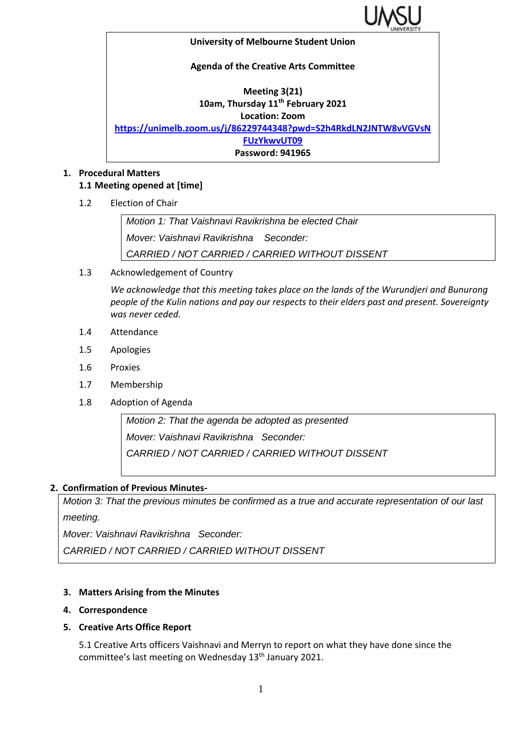**University of Melbourne Student Union**

**Agenda of the Creative Arts Committee**

**Meeting 3(21)**
**10am, Thursday 11th February 2021**
**Location: Zoom**
**https://unimelb.zoom.us/j/86229744348?pwd=S2h4RkdLN2JNTW8vVGVsNFUzYkwvUT09**
**Password: 941965**

1. **Procedural Matters**

   **1.1 Meeting opened at [time]**

   1.2 Election of Chair

   > *Motion 1: That Vaishnavi Ravikrishna be elected Chair*
   > *Mover: Vaishnavi Ravikrishna Seconder:*
   > *CARRIED / NOT CARRIED / CARRIED WITHOUT DISSENT*

   1.3 Acknowledgement of Country

   *We acknowledge that this meeting takes place on the lands of the Wurundjeri and Bunurong people of the Kulin nations and pay our respects to their elders past and present. Sovereignty was never ceded.*

   1.4 Attendance

   1.5 Apologies

   1.6 Proxies

   1.7 Membership

   1.8 Adoption of Agenda

   > *Motion 2: That the agenda be adopted as presented*
   > *Mover: Vaishnavi Ravikrishna Seconder:*
   > *CARRIED / NOT CARRIED / CARRIED WITHOUT DISSENT*

2. **Confirmation of Previous Minutes-**

   > *Motion 3: That the previous minutes be confirmed as a true and accurate representation of our last meeting.*
   > *Mover: Vaishnavi Ravikrishna Seconder:*
   > *CARRIED / NOT CARRIED / CARRIED WITHOUT DISSENT*

3. **Matters Arising from the Minutes**

4. **Correspondence**

5. **Creative Arts Office Report**

   5.1 Creative Arts officers Vaishnavi and Merryn to report on what they have done since the committee's last meeting on Wednesday 13th January 2021.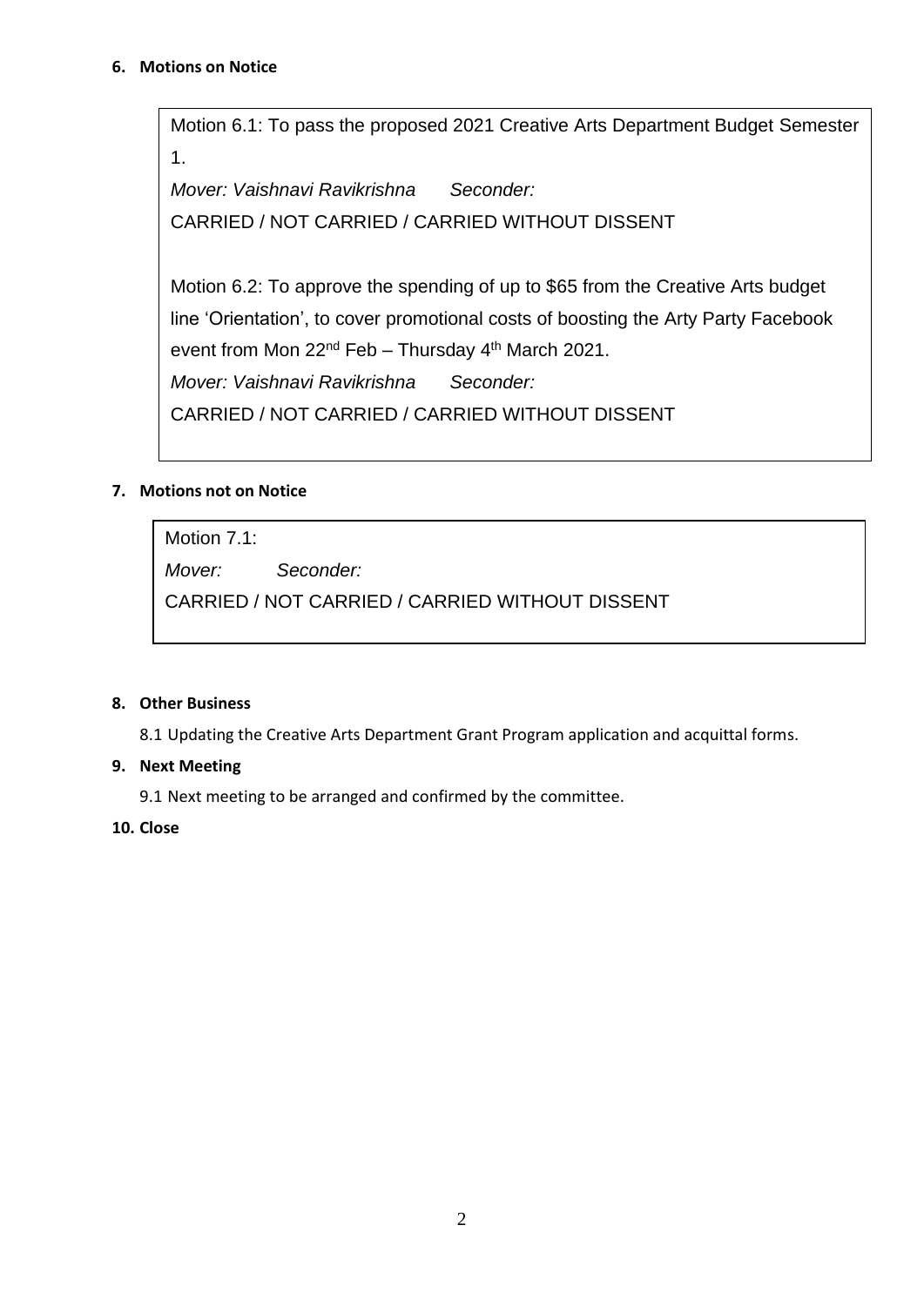## 6. Motions on Notice

Motion 6.1: To pass the proposed 2021 Creative Arts Department Budget Semester 1.

*Mover: Vaishnavi Ravikrishna Seconder:*

CARRIED / NOT CARRIED / CARRIED WITHOUT DISSENT

Motion 6.2: To approve the spending of up to $65 from the Creative Arts budget line 'Orientation', to cover promotional costs of boosting the Arty Party Facebook event from Mon 22nd Feb – Thursday 4th March 2021.

*Mover: Vaishnavi Ravikrishna Seconder:*

CARRIED / NOT CARRIED / CARRIED WITHOUT DISSENT

## 7. Motions not on Notice

Motion 7.1:

*Mover: Seconder:*

CARRIED / NOT CARRIED / CARRIED WITHOUT DISSENT

## 8. Other Business

8.1 Updating the Creative Arts Department Grant Program application and acquittal forms.

## 9. Next Meeting

9.1 Next meeting to be arranged and confirmed by the committee.

## 10. Close